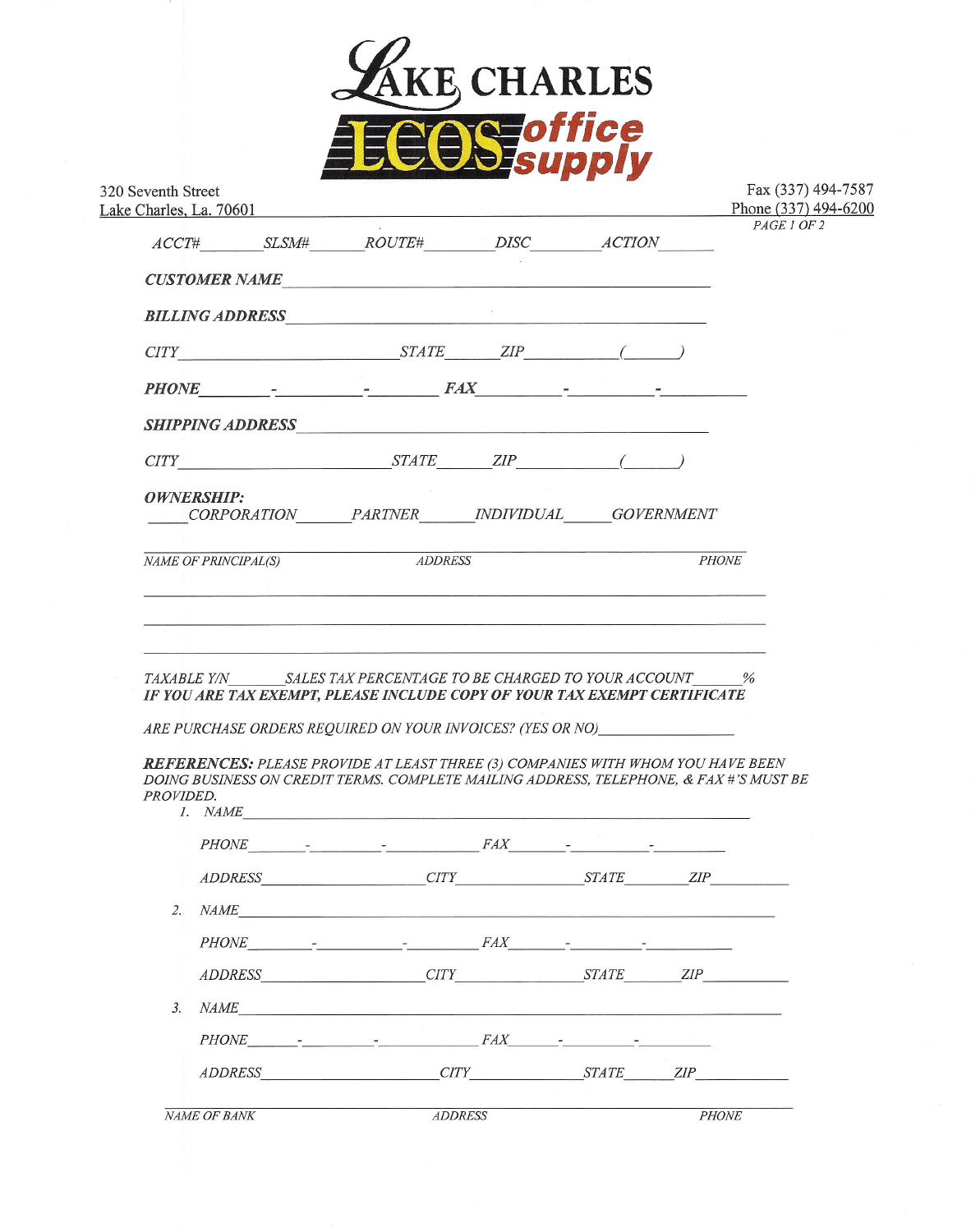# LAKE CHARLES LCOS office supply

320 Seventh Street
Lake Charles, La. 70601

Fax (337) 494-7587
Phone (337) 494-6200

*ACCT#\_\_\_\_\_\_\_ SLSM#\_\_\_\_\_\_\_ ROUTE#\_\_\_\_\_\_\_ DISC\_\_\_\_\_\_\_ ACTION\_\_\_\_\_\_\_*

***CUSTOMER NAME***\_\_\_\_\_\_\_\_\_\_\_\_\_\_\_\_\_\_\_\_\_\_\_\_\_\_\_\_\_\_\_\_\_\_\_\_\_\_\_\_

***BILLING ADDRESS***\_\_\_\_\_\_\_\_\_\_\_\_\_\_\_\_\_\_\_\_\_\_\_\_\_\_\_\_\_\_\_\_\_\_\_\_\_\_\_\_

*CITY*\_\_\_\_\_\_\_\_\_\_\_\_\_\_\_\_\_\_\_\_ *STATE*\_\_\_\_\_\_ *ZIP*\_\_\_\_\_\_\_\_\_\_ (\_\_\_\_\_\_)

***PHONE***\_\_\_\_\_\_-\_\_\_\_\_\_\_-\_\_\_\_\_\_\_ ***FAX***\_\_\_\_\_\_\_-\_\_\_\_\_\_\_-\_\_\_\_\_\_\_

***SHIPPING ADDRESS***\_\_\_\_\_\_\_\_\_\_\_\_\_\_\_\_\_\_\_\_\_\_\_\_\_\_\_\_\_\_\_\_\_\_\_\_\_\_\_\_

*CITY*\_\_\_\_\_\_\_\_\_\_\_\_\_\_\_\_\_\_\_\_ *STATE*\_\_\_\_\_\_ *ZIP*\_\_\_\_\_\_\_\_\_\_ (\_\_\_\_\_\_)

***OWNERSHIP:***
\_\_\_\_\_*CORPORATION*\_\_\_\_\_*PARTNER*\_\_\_\_\_*INDIVIDUAL*\_\_\_\_\_*GOVERNMENT*

| *NAME OF PRINCIPAL(S)* | *ADDRESS* | *PHONE* |
|---|---|---|
| | | |
| | | |
| | | |

*TAXABLE Y/N*\_\_\_\_\_\_\_ *SALES TAX PERCENTAGE TO BE CHARGED TO YOUR ACCOUNT*\_\_\_\_\_\_*%*
***IF YOU ARE TAX EXEMPT, PLEASE INCLUDE COPY OF YOUR TAX EXEMPT CERTIFICATE***

*ARE PURCHASE ORDERS REQUIRED ON YOUR INVOICES? (YES OR NO)*\_\_\_\_\_\_\_\_\_\_\_\_\_\_\_\_

***REFERENCES:*** *PLEASE PROVIDE AT LEAST THREE (3) COMPANIES WITH WHOM YOU HAVE BEEN DOING BUSINESS ON CREDIT TERMS. COMPLETE MAILING ADDRESS, TELEPHONE, & FAX #'S MUST BE PROVIDED.*

1. *NAME*\_\_\_\_\_\_\_\_\_\_\_\_\_\_\_\_\_\_\_\_\_\_\_\_\_\_\_\_\_\_\_\_\_\_\_\_\_\_\_\_

   *PHONE*\_\_\_\_\_\_-\_\_\_\_\_\_\_-\_\_\_\_\_\_\_ *FAX*\_\_\_\_\_\_-\_\_\_\_\_\_\_-\_\_\_\_\_\_\_

   *ADDRESS*\_\_\_\_\_\_\_\_\_\_\_\_\_\_\_\_ *CITY*\_\_\_\_\_\_\_\_\_\_\_\_ *STATE*\_\_\_\_\_\_ *ZIP*\_\_\_\_\_\_\_\_

2. *NAME*\_\_\_\_\_\_\_\_\_\_\_\_\_\_\_\_\_\_\_\_\_\_\_\_\_\_\_\_\_\_\_\_\_\_\_\_\_\_\_\_

   *PHONE*\_\_\_\_\_\_-\_\_\_\_\_\_\_-\_\_\_\_\_\_\_ *FAX*\_\_\_\_\_\_-\_\_\_\_\_\_\_-\_\_\_\_\_\_\_

   *ADDRESS*\_\_\_\_\_\_\_\_\_\_\_\_\_\_\_\_ *CITY*\_\_\_\_\_\_\_\_\_\_\_\_ *STATE*\_\_\_\_\_\_ *ZIP*\_\_\_\_\_\_\_\_

3. *NAME*\_\_\_\_\_\_\_\_\_\_\_\_\_\_\_\_\_\_\_\_\_\_\_\_\_\_\_\_\_\_\_\_\_\_\_\_\_\_\_\_

   *PHONE*\_\_\_\_\_\_-\_\_\_\_\_\_\_-\_\_\_\_\_\_\_ *FAX*\_\_\_\_\_\_-\_\_\_\_\_\_\_-\_\_\_\_\_\_\_

   *ADDRESS*\_\_\_\_\_\_\_\_\_\_\_\_\_\_\_\_ *CITY*\_\_\_\_\_\_\_\_\_\_\_\_ *STATE*\_\_\_\_\_\_ *ZIP*\_\_\_\_\_\_\_\_

| *NAME OF BANK* | *ADDRESS* | *PHONE* |
|---|---|---|
| | | |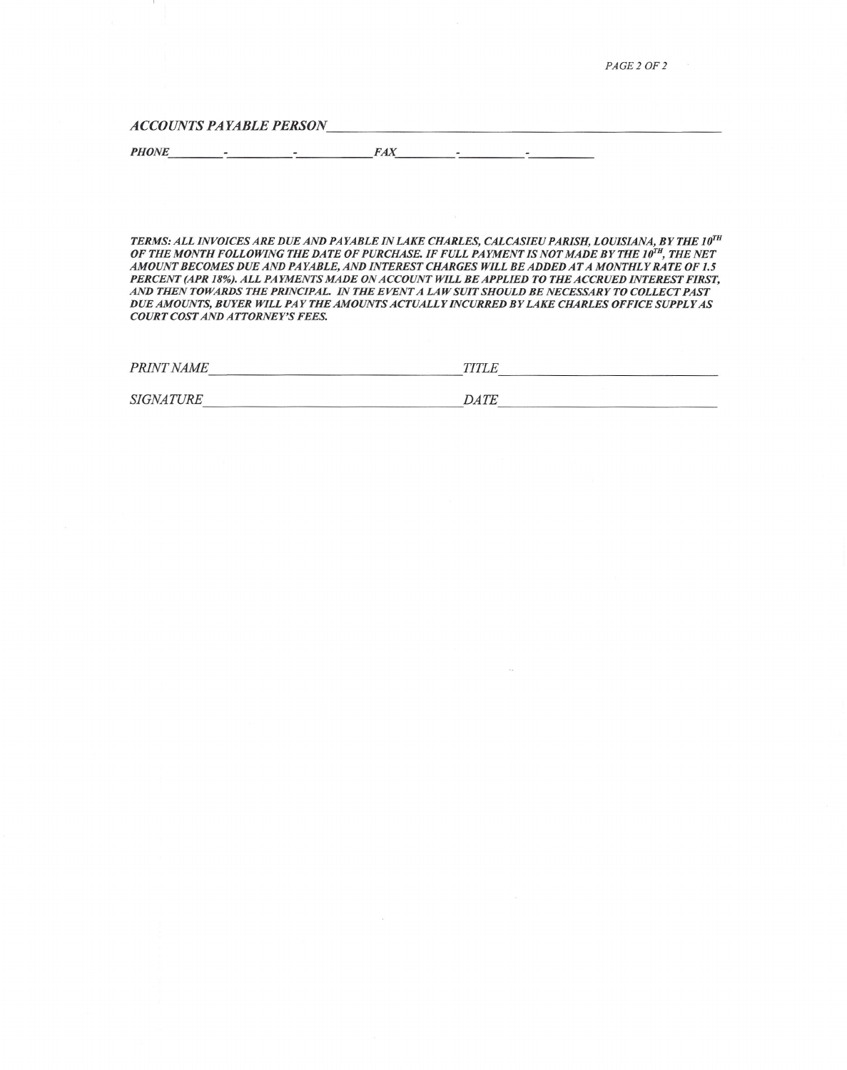***ACCOUNTS PAYABLE PERSON*** ______________________________________________

***PHONE*** ______-________-__________ ***FAX*** ______-________-________

***TERMS: ALL INVOICES ARE DUE AND PAYABLE IN LAKE CHARLES, CALCASIEU PARISH, LOUISIANA, BY THE 10TH OF THE MONTH FOLLOWING THE DATE OF PURCHASE. IF FULL PAYMENT IS NOT MADE BY THE 10TH, THE NET AMOUNT BECOMES DUE AND PAYABLE, AND INTEREST CHARGES WILL BE ADDED AT A MONTHLY RATE OF 1.5 PERCENT (APR 18%). ALL PAYMENTS MADE ON ACCOUNT WILL BE APPLIED TO THE ACCRUED INTEREST FIRST, AND THEN TOWARDS THE PRINCIPAL. IN THE EVENT A LAW SUIT SHOULD BE NECESSARY TO COLLECT PAST DUE AMOUNTS, BUYER WILL PAY THE AMOUNTS ACTUALLY INCURRED BY LAKE CHARLES OFFICE SUPPLY AS COURT COST AND ATTORNEY'S FEES.***

*PRINT NAME* ______________________________ *TITLE* ______________________________

*SIGNATURE* ______________________________ *DATE* ______________________________